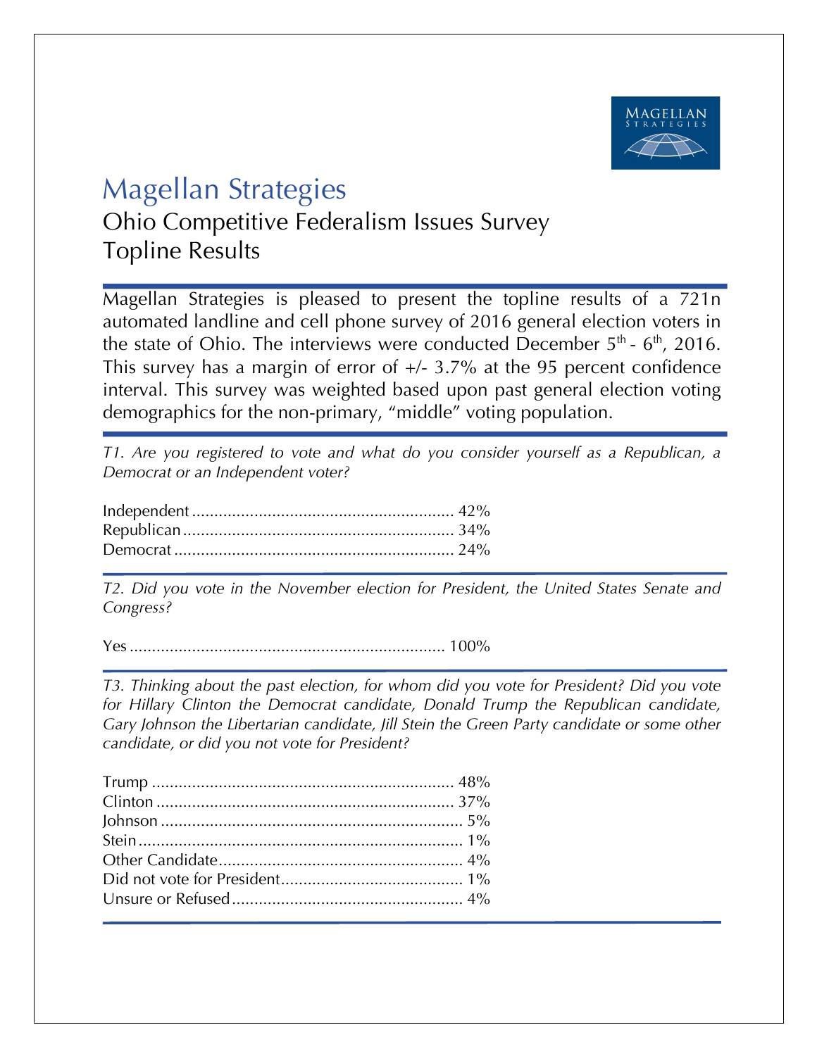# Magellan Strategies

## Ohio Competitive Federalism Issues Survey
## Topline Results

Magellan Strategies is pleased to present the topline results of a 721n automated landline and cell phone survey of 2016 general election voters in the state of Ohio. The interviews were conducted December 5th - 6th, 2016. This survey has a margin of error of +/- 3.7% at the 95 percent confidence interval. This survey was weighted based upon past general election voting demographics for the non-primary, "middle" voting population.

*T1. Are you registered to vote and what do you consider yourself as a Republican, a Democrat or an Independent voter?*

Independent ........................................................... 42%
Republican ............................................................ 34%
Democrat .............................................................. 24%

*T2. Did you vote in the November election for President, the United States Senate and Congress?*

Yes ...................................................................... 100%

*T3. Thinking about the past election, for whom did you vote for President? Did you vote for Hillary Clinton the Democrat candidate, Donald Trump the Republican candidate, Gary Johnson the Libertarian candidate, Jill Stein the Green Party candidate or some other candidate, or did you not vote for President?*

Trump ................................................................... 48%
Clinton .................................................................. 37%
Johnson ................................................................... 5%
Stein ........................................................................ 1%
Other Candidate ...................................................... 4%
Did not vote for President ......................................... 1%
Unsure or Refused .................................................... 4%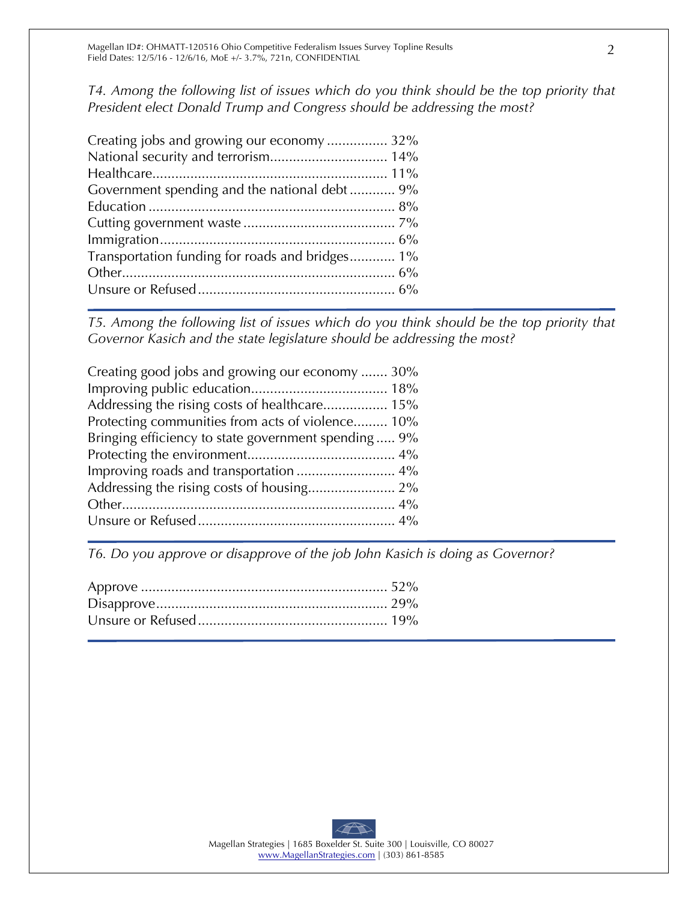*T4. Among the following list of issues which do you think should be the top priority that President elect Donald Trump and Congress should be addressing the most?*

| | |
|---|---|
| Creating jobs and growing our economy | 32% |
| National security and terrorism | 14% |
| Healthcare | 11% |
| Government spending and the national debt | 9% |
| Education | 8% |
| Cutting government waste | 7% |
| Immigration | 6% |
| Transportation funding for roads and bridges | 1% |
| Other | 6% |
| Unsure or Refused | 6% |

*T5. Among the following list of issues which do you think should be the top priority that Governor Kasich and the state legislature should be addressing the most?*

| | |
|---|---|
| Creating good jobs and growing our economy | 30% |
| Improving public education | 18% |
| Addressing the rising costs of healthcare | 15% |
| Protecting communities from acts of violence | 10% |
| Bringing efficiency to state government spending | 9% |
| Protecting the environment | 4% |
| Improving roads and transportation | 4% |
| Addressing the rising costs of housing | 2% |
| Other | 4% |
| Unsure or Refused | 4% |

*T6. Do you approve or disapprove of the job John Kasich is doing as Governor?*

| | |
|---|---|
| Approve | 52% |
| Disapprove | 29% |
| Unsure or Refused | 19% |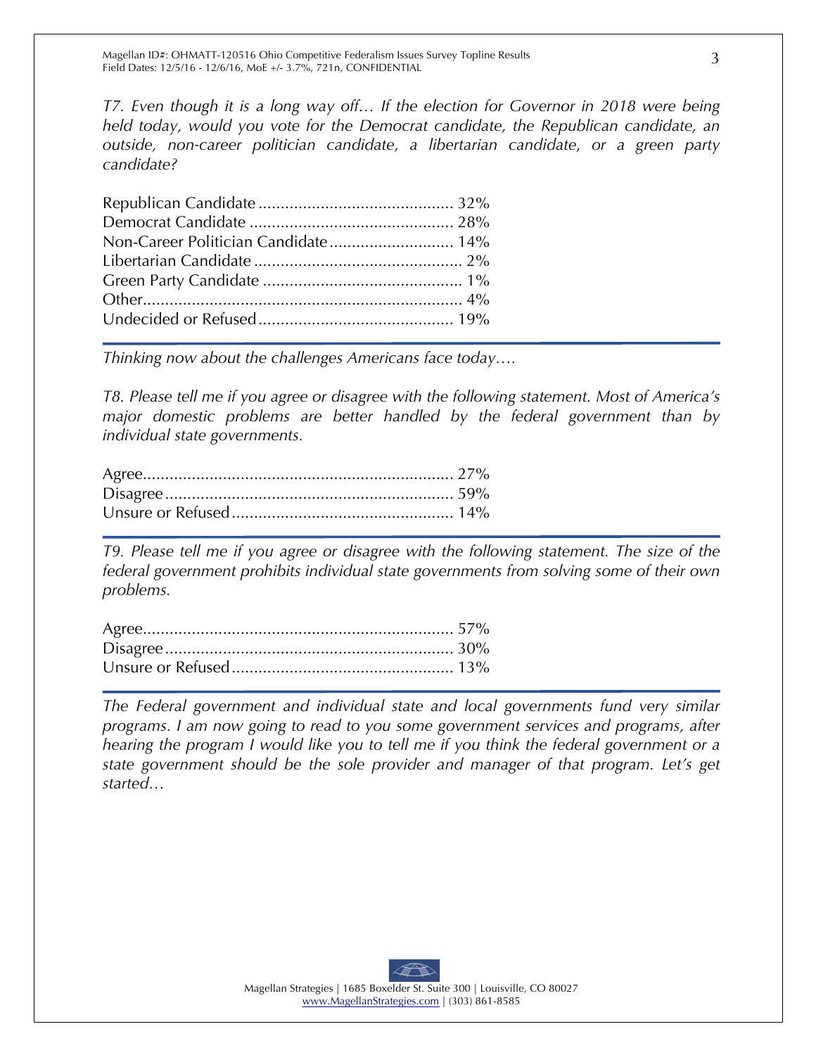*T7. Even though it is a long way off… If the election for Governor in 2018 were being held today, would you vote for the Democrat candidate, the Republican candidate, an outside, non-career politician candidate, a libertarian candidate, or a green party candidate?*

| Response | % |
|---|---|
| Republican Candidate | 32% |
| Democrat Candidate | 28% |
| Non-Career Politician Candidate | 14% |
| Libertarian Candidate | 2% |
| Green Party Candidate | 1% |
| Other | 4% |
| Undecided or Refused | 19% |

---

*Thinking now about the challenges Americans face today….*

*T8. Please tell me if you agree or disagree with the following statement. Most of America's major domestic problems are better handled by the federal government than by individual state governments.*

| Response | % |
|---|---|
| Agree | 27% |
| Disagree | 59% |
| Unsure or Refused | 14% |

---

*T9. Please tell me if you agree or disagree with the following statement. The size of the federal government prohibits individual state governments from solving some of their own problems.*

| Response | % |
|---|---|
| Agree | 57% |
| Disagree | 30% |
| Unsure or Refused | 13% |

---

*The Federal government and individual state and local governments fund very similar programs. I am now going to read to you some government services and programs, after hearing the program I would like you to tell me if you think the federal government or a state government should be the sole provider and manager of that program. Let's get started…*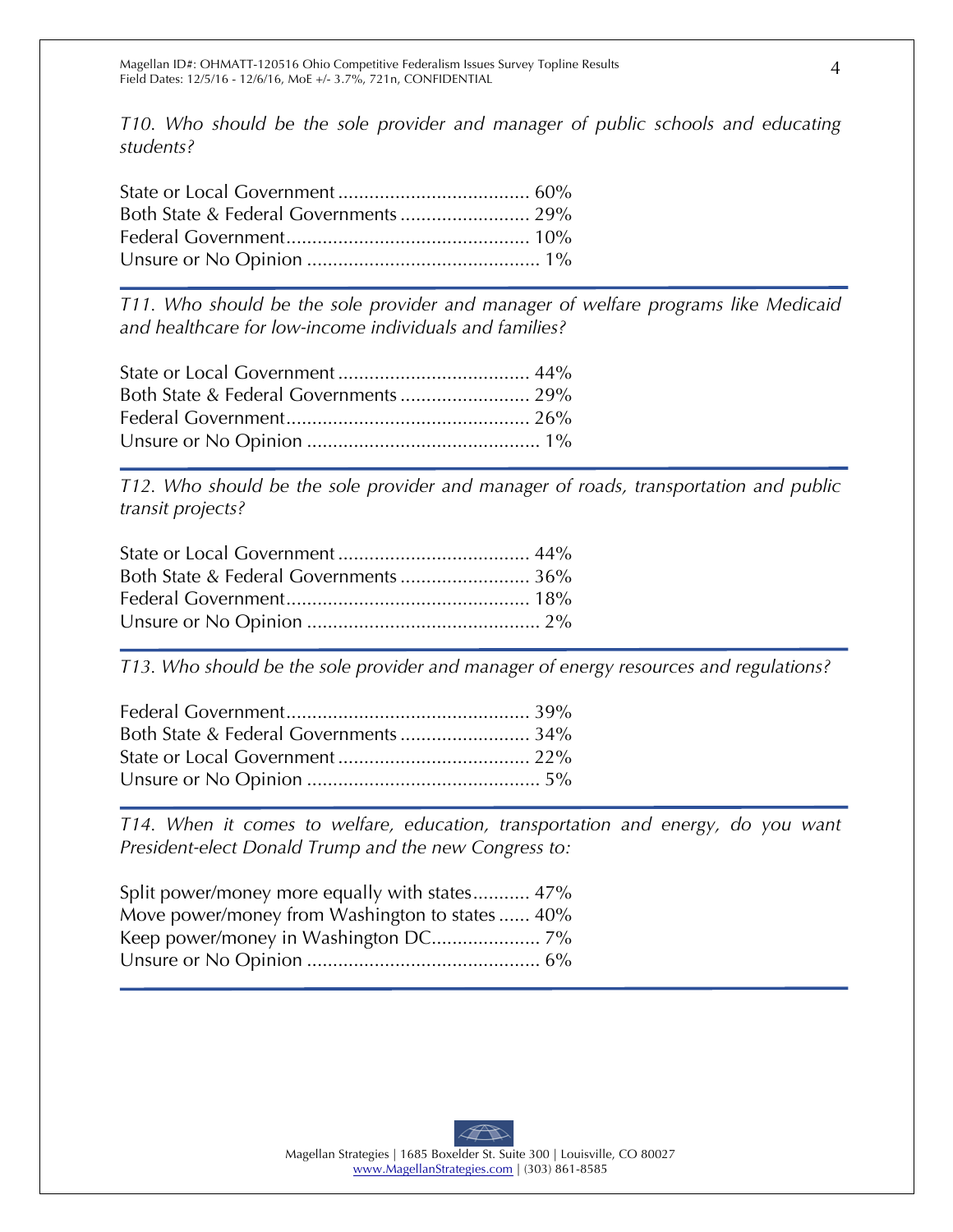*T10. Who should be the sole provider and manager of public schools and educating students?*

State or Local Government ..................................... 60%
Both State & Federal Governments ......................... 29%
Federal Government............................................... 10%
Unsure or No Opinion ............................................ 1%

---

*T11. Who should be the sole provider and manager of welfare programs like Medicaid and healthcare for low-income individuals and families?*

State or Local Government ..................................... 44%
Both State & Federal Governments ......................... 29%
Federal Government............................................... 26%
Unsure or No Opinion ............................................ 1%

---

*T12. Who should be the sole provider and manager of roads, transportation and public transit projects?*

State or Local Government ..................................... 44%
Both State & Federal Governments ......................... 36%
Federal Government............................................... 18%
Unsure or No Opinion ............................................ 2%

---

*T13. Who should be the sole provider and manager of energy resources and regulations?*

Federal Government............................................... 39%
Both State & Federal Governments ......................... 34%
State or Local Government ..................................... 22%
Unsure or No Opinion ............................................ 5%

---

*T14. When it comes to welfare, education, transportation and energy, do you want President-elect Donald Trump and the new Congress to:*

Split power/money more equally with states........... 47%
Move power/money from Washington to states ...... 40%
Keep power/money in Washington DC..................... 7%
Unsure or No Opinion ............................................ 6%

---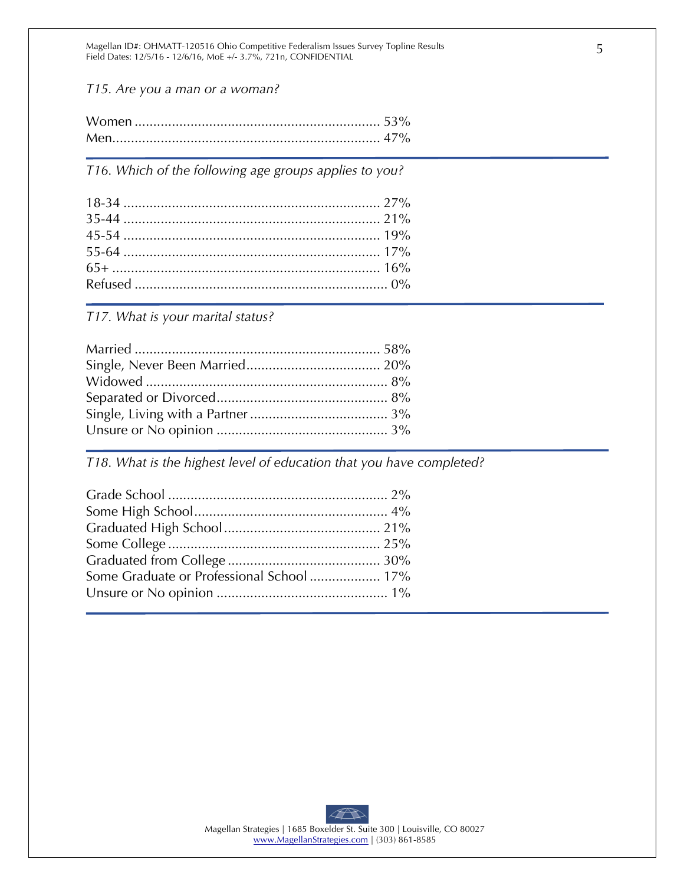*T15. Are you a man or a woman?*

Women .................................................................. 53%
Men........................................................................ 47%

---

*T16. Which of the following age groups applies to you?*

18-34 ..................................................................... 27%
35-44 ..................................................................... 21%
45-54 ..................................................................... 19%
55-64 ..................................................................... 17%
65+ ........................................................................ 16%
Refused .................................................................... 0%

---

*T17. What is your marital status?*

Married .................................................................. 58%
Single, Never Been Married.................................... 20%
Widowed ................................................................. 8%
Separated or Divorced............................................. 8%
Single, Living with a Partner ..................................... 3%
Unsure or No opinion ............................................. 3%

---

*T18. What is the highest level of education that you have completed?*

Grade School ........................................................... 2%
Some High School.................................................... 4%
Graduated High School .......................................... 21%
Some College ......................................................... 25%
Graduated from College ......................................... 30%
Some Graduate or Professional School .................. 17%
Unsure or No opinion ............................................. 1%

---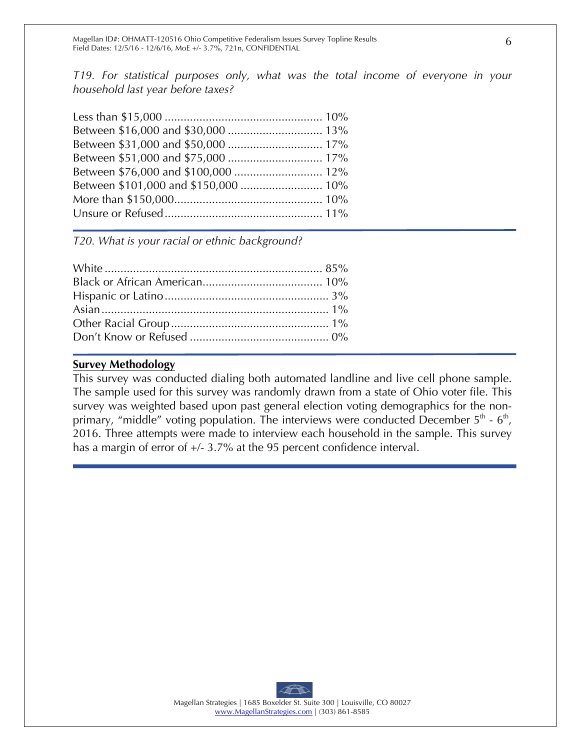*T19. For statistical purposes only, what was the total income of everyone in your household last year before taxes?*

| | |
|---|---|
| Less than $15,000 | 10% |
| Between $16,000 and $30,000 | 13% |
| Between $31,000 and $50,000 | 17% |
| Between $51,000 and $75,000 | 17% |
| Between $76,000 and $100,000 | 12% |
| Between $101,000 and $150,000 | 10% |
| More than $150,000 | 10% |
| Unsure or Refused | 11% |

*T20. What is your racial or ethnic background?*

| | |
|---|---|
| White | 85% |
| Black or African American | 10% |
| Hispanic or Latino | 3% |
| Asian | 1% |
| Other Racial Group | 1% |
| Don't Know or Refused | 0% |

**Survey Methodology**

This survey was conducted dialing both automated landline and live cell phone sample. The sample used for this survey was randomly drawn from a state of Ohio voter file. This survey was weighted based upon past general election voting demographics for the non-primary, "middle" voting population. The interviews were conducted December 5th - 6th, 2016. Three attempts were made to interview each household in the sample. This survey has a margin of error of +/- 3.7% at the 95 percent confidence interval.